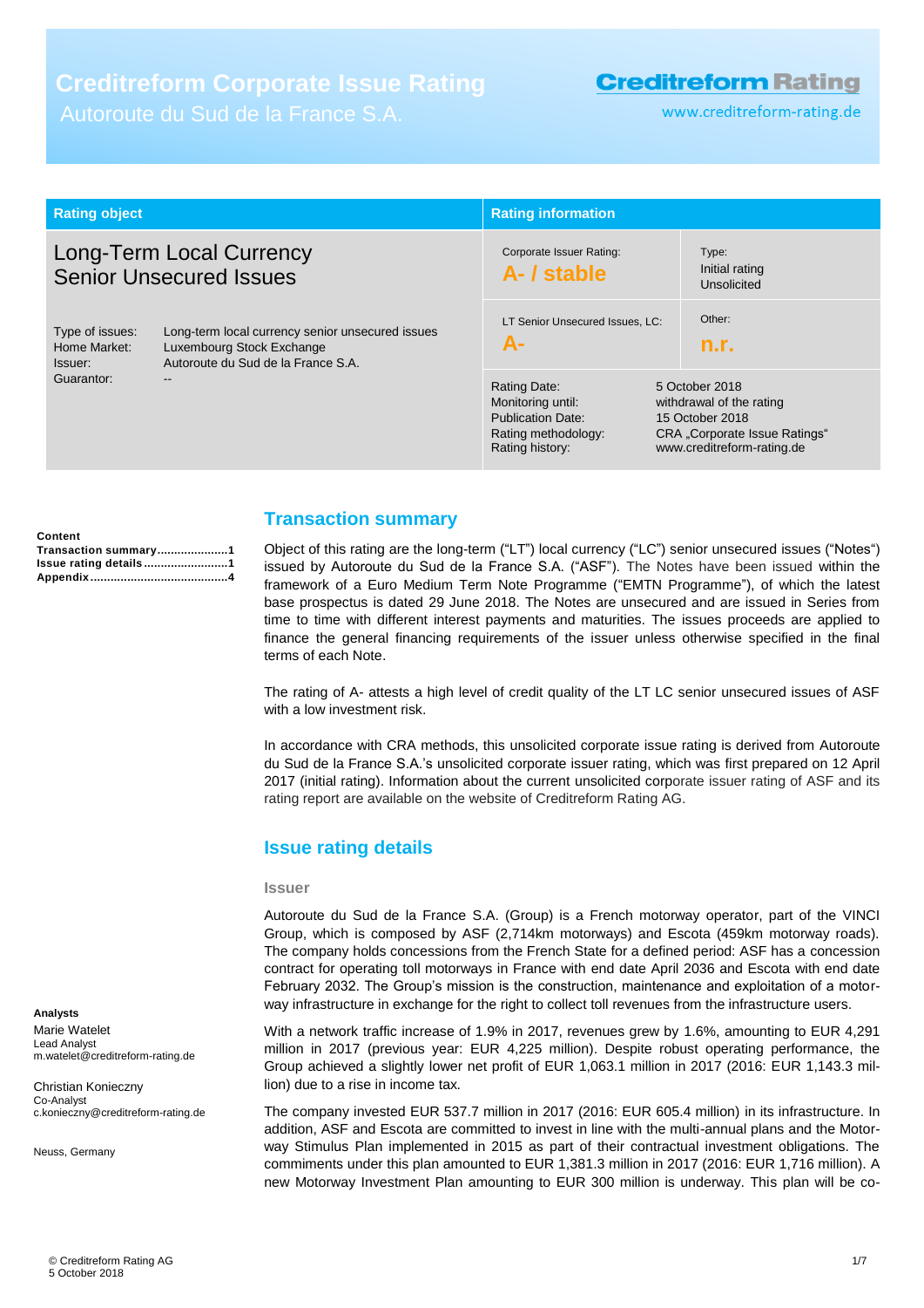# Creditreform Corporate Issue Rating

Autoroute du Sud de la France S.A.

**Creditreform Rating**

www.creditreform-rating.de

| Rating object | Rating information | |
|---|---|---|
| Long-Term Local Currency Senior Unsecured Issues | Corporate Issuer Rating: **A- / stable** | Type: Initial rating Unsolicited |
| Type of issues: Long-term local currency senior unsecured issues<br>Home Market: Luxembourg Stock Exchange<br>Issuer: Autoroute du Sud de la France S.A.<br>Guarantor: -- | LT Senior Unsecured Issues, LC: **A-** | Other: **n.r.** |
| | Rating Date: 5 October 2018<br>Monitoring until: withdrawal of the rating<br>Publication Date: 15 October 2018<br>Rating methodology: CRA „Corporate Issue Ratings"<br>Rating history: www.creditreform-rating.de | |

**Content**

- Transaction summary ..................... 1
- Issue rating details ......................... 1
- Appendix ........................................... 4

## Transaction summary

Object of this rating are the long-term ("LT") local currency ("LC") senior unsecured issues ("Notes") issued by Autoroute du Sud de la France S.A. ("ASF"). The Notes have been issued within the framework of a Euro Medium Term Note Programme ("EMTN Programme"), of which the latest base prospectus is dated 29 June 2018. The Notes are unsecured and are issued in Series from time to time with different interest payments and maturities. The issues proceeds are applied to finance the general financing requirements of the issuer unless otherwise specified in the final terms of each Note.

The rating of A- attests a high level of credit quality of the LT LC senior unsecured issues of ASF with a low investment risk.

In accordance with CRA methods, this unsolicited corporate issue rating is derived from Autoroute du Sud de la France S.A.'s unsolicited corporate issuer rating, which was first prepared on 12 April 2017 (initial rating). Information about the current unsolicited corporate issuer rating of ASF and its rating report are available on the website of Creditreform Rating AG.

## Issue rating details

### Issuer

Autoroute du Sud de la France S.A. (Group) is a French motorway operator, part of the VINCI Group, which is composed by ASF (2,714km motorways) and Escota (459km motorway roads). The company holds concessions from the French State for a defined period: ASF has a concession contract for operating toll motorways in France with end date April 2036 and Escota with end date February 2032. The Group's mission is the construction, maintenance and exploitation of a motorway infrastructure in exchange for the right to collect toll revenues from the infrastructure users.

With a network traffic increase of 1.9% in 2017, revenues grew by 1.6%, amounting to EUR 4,291 million in 2017 (previous year: EUR 4,225 million). Despite robust operating performance, the Group achieved a slightly lower net profit of EUR 1,063.1 million in 2017 (2016: EUR 1,143.3 million) due to a rise in income tax.

The company invested EUR 537.7 million in 2017 (2016: EUR 605.4 million) in its infrastructure. In addition, ASF and Escota are committed to invest in line with the multi-annual plans and the Motorway Stimulus Plan implemented in 2015 as part of their contractual investment obligations. The commiments under this plan amounted to EUR 1,381.3 million in 2017 (2016: EUR 1,716 million). A new Motorway Investment Plan amounting to EUR 300 million is underway. This plan will be co-

**Analysts**

Marie Watelet
Lead Analyst
m.watelet@creditreform-rating.de

Christian Konieczny
Co-Analyst
c.konieczny@creditreform-rating.de

Neuss, Germany

© Creditreform Rating AG
5 October 2018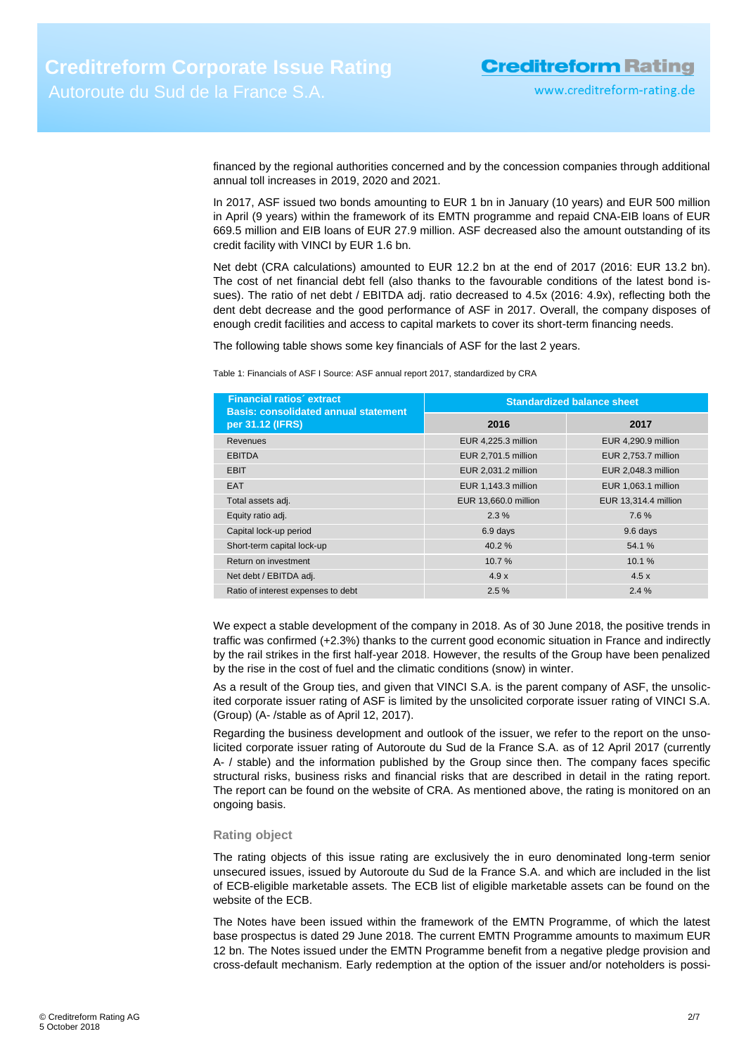financed by the regional authorities concerned and by the concession companies through additional annual toll increases in 2019, 2020 and 2021.

In 2017, ASF issued two bonds amounting to EUR 1 bn in January (10 years) and EUR 500 million in April (9 years) within the framework of its EMTN programme and repaid CNA-EIB loans of EUR 669.5 million and EIB loans of EUR 27.9 million. ASF decreased also the amount outstanding of its credit facility with VINCI by EUR 1.6 bn.

Net debt (CRA calculations) amounted to EUR 12.2 bn at the end of 2017 (2016: EUR 13.2 bn). The cost of net financial debt fell (also thanks to the favourable conditions of the latest bond issues). The ratio of net debt / EBITDA adj. ratio decreased to 4.5x (2016: 4.9x), reflecting both the dent debt decrease and the good performance of ASF in 2017. Overall, the company disposes of enough credit facilities and access to capital markets to cover its short-term financing needs.

The following table shows some key financials of ASF for the last 2 years.

Table 1: Financials of ASF I Source: ASF annual report 2017, standardized by CRA

| Financial ratios´ extract Basis: consolidated annual statement per 31.12 (IFRS) | Standardized balance sheet | |
|---|---|---|
| | 2016 | 2017 |
| Revenues | EUR 4,225.3 million | EUR 4,290.9 million |
| EBITDA | EUR 2,701.5 million | EUR 2,753.7 million |
| EBIT | EUR 2,031.2 million | EUR 2,048.3 million |
| EAT | EUR 1,143.3 million | EUR 1,063.1 million |
| Total assets adj. | EUR 13,660.0 million | EUR 13,314.4 million |
| Equity ratio adj. | 2.3 % | 7.6 % |
| Capital lock-up period | 6.9 days | 9.6 days |
| Short-term capital lock-up | 40.2 % | 54.1 % |
| Return on investment | 10.7 % | 10.1 % |
| Net debt / EBITDA adj. | 4.9 x | 4.5 x |
| Ratio of interest expenses to debt | 2.5 % | 2.4 % |

We expect a stable development of the company in 2018. As of 30 June 2018, the positive trends in traffic was confirmed (+2.3%) thanks to the current good economic situation in France and indirectly by the rail strikes in the first half-year 2018. However, the results of the Group have been penalized by the rise in the cost of fuel and the climatic conditions (snow) in winter.

As a result of the Group ties, and given that VINCI S.A. is the parent company of ASF, the unsolicited corporate issuer rating of ASF is limited by the unsolicited corporate issuer rating of VINCI S.A. (Group) (A- /stable as of April 12, 2017).

Regarding the business development and outlook of the issuer, we refer to the report on the unsolicited corporate issuer rating of Autoroute du Sud de la France S.A. as of 12 April 2017 (currently A- / stable) and the information published by the Group since then. The company faces specific structural risks, business risks and financial risks that are described in detail in the rating report. The report can be found on the website of CRA. As mentioned above, the rating is monitored on an ongoing basis.

### Rating object

The rating objects of this issue rating are exclusively the in euro denominated long-term senior unsecured issues, issued by Autoroute du Sud de la France S.A. and which are included in the list of ECB-eligible marketable assets. The ECB list of eligible marketable assets can be found on the website of the ECB.

The Notes have been issued within the framework of the EMTN Programme, of which the latest base prospectus is dated 29 June 2018. The current EMTN Programme amounts to maximum EUR 12 bn. The Notes issued under the EMTN Programme benefit from a negative pledge provision and cross-default mechanism. Early redemption at the option of the issuer and/or noteholders is possi-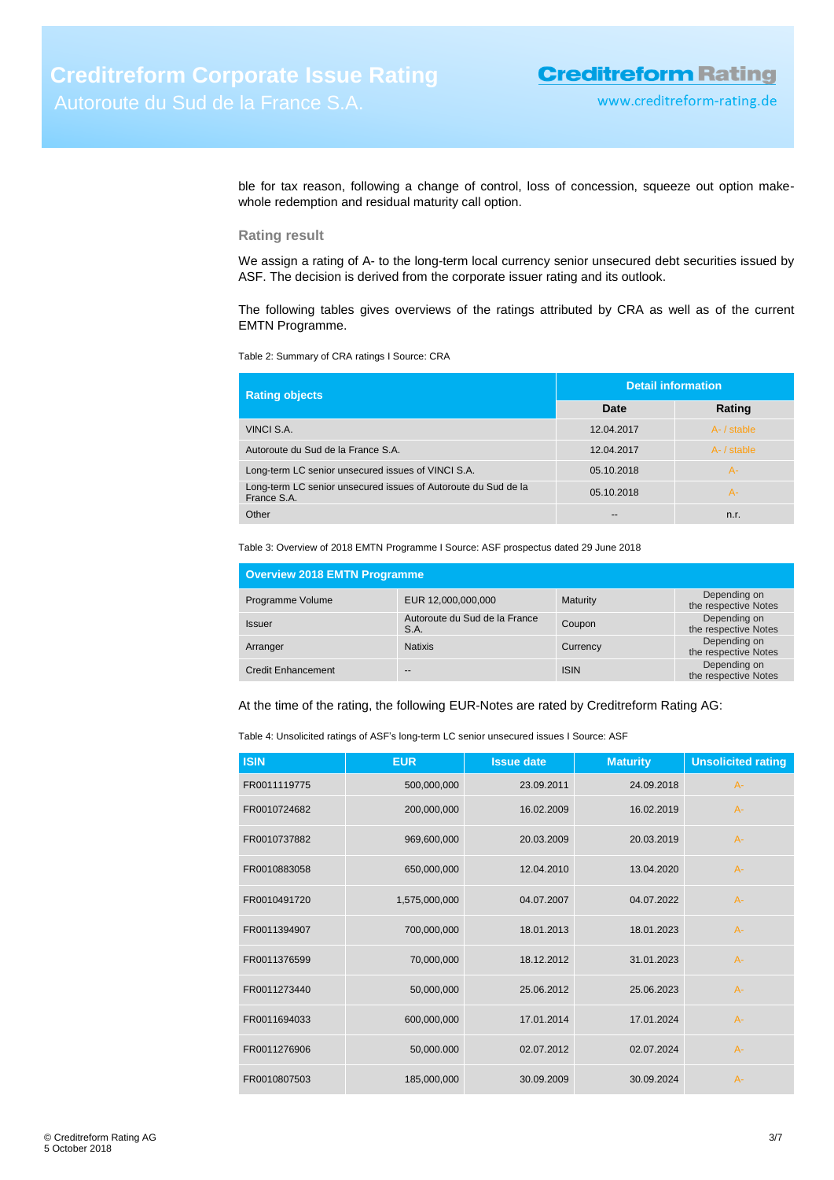ble for tax reason, following a change of control, loss of concession, squeeze out option make-whole redemption and residual maturity call option.

### Rating result

We assign a rating of A- to the long-term local currency senior unsecured debt securities issued by ASF. The decision is derived from the corporate issuer rating and its outlook.

The following tables gives overviews of the ratings attributed by CRA as well as of the current EMTN Programme.

Table 2: Summary of CRA ratings I Source: CRA

| Rating objects | Detail information | |
|---|---|---|
| | Date | Rating |
| VINCI S.A. | 12.04.2017 | A- / stable |
| Autoroute du Sud de la France S.A. | 12.04.2017 | A- / stable |
| Long-term LC senior unsecured issues of VINCI S.A. | 05.10.2018 | A- |
| Long-term LC senior unsecured issues of Autoroute du Sud de la France S.A. | 05.10.2018 | A- |
| Other | -- | n.r. |

Table 3: Overview of 2018 EMTN Programme I Source: ASF prospectus dated 29 June 2018

| Overview 2018 EMTN Programme | | | |
|---|---|---|---|
| Programme Volume | EUR 12,000,000,000 | Maturity | Depending on the respective Notes |
| Issuer | Autoroute du Sud de la France S.A. | Coupon | Depending on the respective Notes |
| Arranger | Natixis | Currency | Depending on the respective Notes |
| Credit Enhancement | -- | ISIN | Depending on the respective Notes |

At the time of the rating, the following EUR-Notes are rated by Creditreform Rating AG:

Table 4: Unsolicited ratings of ASF's long-term LC senior unsecured issues I Source: ASF

| ISIN | EUR | Issue date | Maturity | Unsolicited rating |
|---|---|---|---|---|
| FR0011119775 | 500,000,000 | 23.09.2011 | 24.09.2018 | A- |
| FR0010724682 | 200,000,000 | 16.02.2009 | 16.02.2019 | A- |
| FR0010737882 | 969,600,000 | 20.03.2009 | 20.03.2019 | A- |
| FR0010883058 | 650,000,000 | 12.04.2010 | 13.04.2020 | A- |
| FR0010491720 | 1,575,000,000 | 04.07.2007 | 04.07.2022 | A- |
| FR0011394907 | 700,000,000 | 18.01.2013 | 18.01.2023 | A- |
| FR0011376599 | 70,000,000 | 18.12.2012 | 31.01.2023 | A- |
| FR0011273440 | 50,000,000 | 25.06.2012 | 25.06.2023 | A- |
| FR0011694033 | 600,000,000 | 17.01.2014 | 17.01.2024 | A- |
| FR0011276906 | 50,000.000 | 02.07.2012 | 02.07.2024 | A- |
| FR0010807503 | 185,000,000 | 30.09.2009 | 30.09.2024 | A- |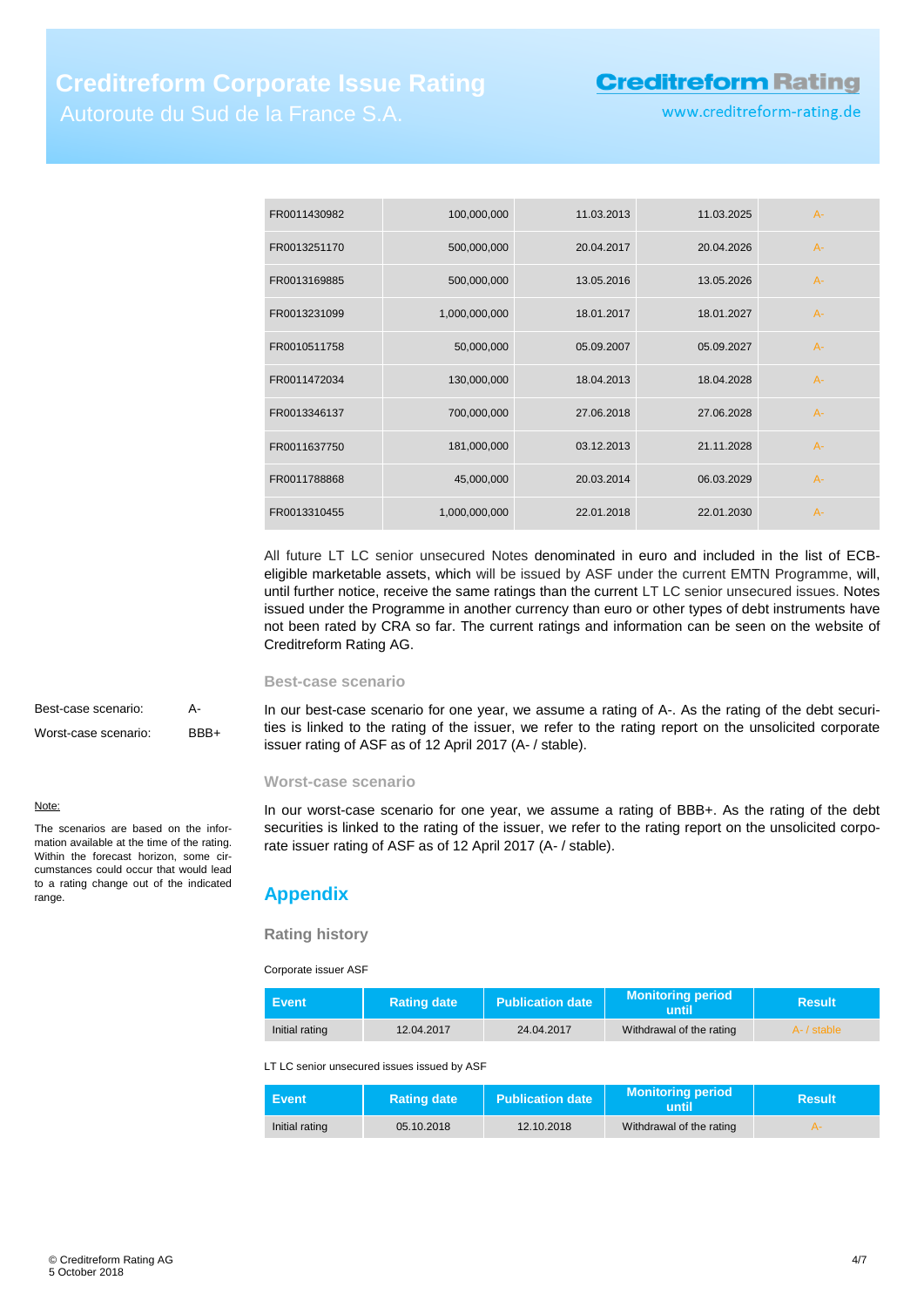| | | | | |
|---|---|---|---|---|
| FR0011430982 | 100,000,000 | 11.03.2013 | 11.03.2025 | A- |
| FR0013251170 | 500,000,000 | 20.04.2017 | 20.04.2026 | A- |
| FR0013169885 | 500,000,000 | 13.05.2016 | 13.05.2026 | A- |
| FR0013231099 | 1,000,000,000 | 18.01.2017 | 18.01.2027 | A- |
| FR0010511758 | 50,000,000 | 05.09.2007 | 05.09.2027 | A- |
| FR0011472034 | 130,000,000 | 18.04.2013 | 18.04.2028 | A- |
| FR0013346137 | 700,000,000 | 27.06.2018 | 27.06.2028 | A- |
| FR0011637750 | 181,000,000 | 03.12.2013 | 21.11.2028 | A- |
| FR0011788868 | 45,000,000 | 20.03.2014 | 06.03.2029 | A- |
| FR0013310455 | 1,000,000,000 | 22.01.2018 | 22.01.2030 | A- |

All future LT LC senior unsecured Notes denominated in euro and included in the list of ECB-eligible marketable assets, which will be issued by ASF under the current EMTN Programme, will, until further notice, receive the same ratings than the current LT LC senior unsecured issues. Notes issued under the Programme in another currency than euro or other types of debt instruments have not been rated by CRA so far. The current ratings and information can be seen on the website of Creditreform Rating AG.

### Best-case scenario

Best-case scenario: A-

Worst-case scenario: BBB+

In our best-case scenario for one year, we assume a rating of A-. As the rating of the debt securities is linked to the rating of the issuer, we refer to the rating report on the unsolicited corporate issuer rating of ASF as of 12 April 2017 (A- / stable).

### Worst-case scenario

In our worst-case scenario for one year, we assume a rating of BBB+. As the rating of the debt securities is linked to the rating of the issuer, we refer to the rating report on the unsolicited corporate issuer rating of ASF as of 12 April 2017 (A- / stable).

Note:

The scenarios are based on the information available at the time of the rating. Within the forecast horizon, some circumstances could occur that would lead to a rating change out of the indicated range.

## Appendix

### Rating history

Corporate issuer ASF

| Event | Rating date | Publication date | Monitoring period until | Result |
|---|---|---|---|---|
| Initial rating | 12.04.2017 | 24.04.2017 | Withdrawal of the rating | A- / stable |

LT LC senior unsecured issues issued by ASF

| Event | Rating date | Publication date | Monitoring period until | Result |
|---|---|---|---|---|
| Initial rating | 05.10.2018 | 12.10.2018 | Withdrawal of the rating | A- |

© Creditreform Rating AG
5 October 2018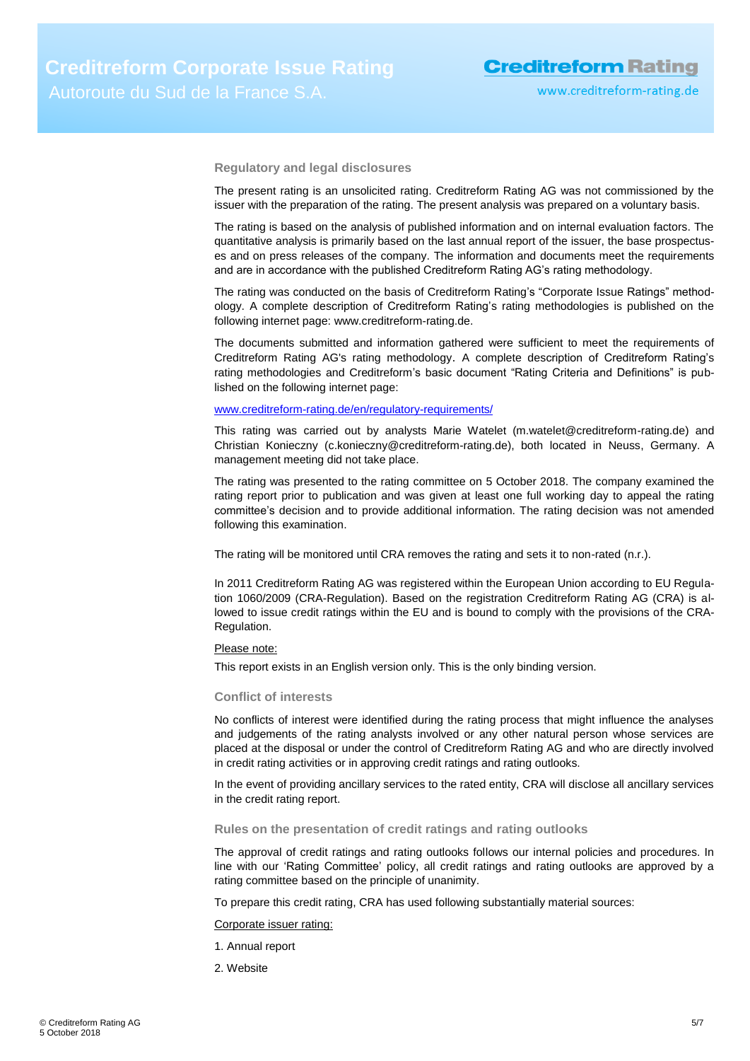## Regulatory and legal disclosures

The present rating is an unsolicited rating. Creditreform Rating AG was not commissioned by the issuer with the preparation of the rating. The present analysis was prepared on a voluntary basis.

The rating is based on the analysis of published information and on internal evaluation factors. The quantitative analysis is primarily based on the last annual report of the issuer, the base prospectuses and on press releases of the company. The information and documents meet the requirements and are in accordance with the published Creditreform Rating AG's rating methodology.

The rating was conducted on the basis of Creditreform Rating's "Corporate Issue Ratings" methodology. A complete description of Creditreform Rating's rating methodologies is published on the following internet page: www.creditreform-rating.de.

The documents submitted and information gathered were sufficient to meet the requirements of Creditreform Rating AG's rating methodology. A complete description of Creditreform Rating's rating methodologies and Creditreform's basic document "Rating Criteria and Definitions" is published on the following internet page:

www.creditreform-rating.de/en/regulatory-requirements/

This rating was carried out by analysts Marie Watelet (m.watelet@creditreform-rating.de) and Christian Konieczny (c.konieczny@creditreform-rating.de), both located in Neuss, Germany. A management meeting did not take place.

The rating was presented to the rating committee on 5 October 2018. The company examined the rating report prior to publication and was given at least one full working day to appeal the rating committee's decision and to provide additional information. The rating decision was not amended following this examination.

The rating will be monitored until CRA removes the rating and sets it to non-rated (n.r.).

In 2011 Creditreform Rating AG was registered within the European Union according to EU Regulation 1060/2009 (CRA-Regulation). Based on the registration Creditreform Rating AG (CRA) is allowed to issue credit ratings within the EU and is bound to comply with the provisions of the CRA-Regulation.

Please note:

This report exists in an English version only. This is the only binding version.

## Conflict of interests

No conflicts of interest were identified during the rating process that might influence the analyses and judgements of the rating analysts involved or any other natural person whose services are placed at the disposal or under the control of Creditreform Rating AG and who are directly involved in credit rating activities or in approving credit ratings and rating outlooks.

In the event of providing ancillary services to the rated entity, CRA will disclose all ancillary services in the credit rating report.

## Rules on the presentation of credit ratings and rating outlooks

The approval of credit ratings and rating outlooks follows our internal policies and procedures. In line with our 'Rating Committee' policy, all credit ratings and rating outlooks are approved by a rating committee based on the principle of unanimity.

To prepare this credit rating, CRA has used following substantially material sources:

Corporate issuer rating:

1. Annual report
2. Website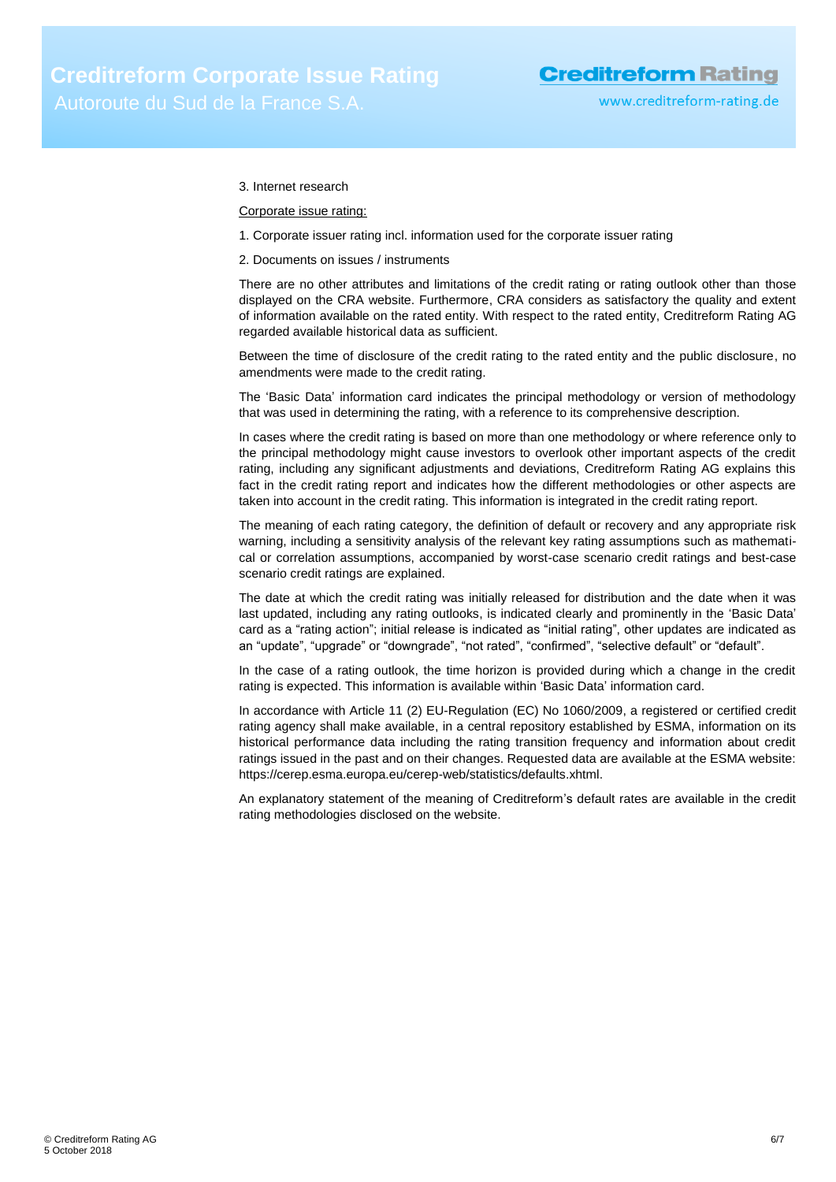3. Internet research

<u>Corporate issue rating:</u>

1. Corporate issuer rating incl. information used for the corporate issuer rating

2. Documents on issues / instruments

There are no other attributes and limitations of the credit rating or rating outlook other than those displayed on the CRA website. Furthermore, CRA considers as satisfactory the quality and extent of information available on the rated entity. With respect to the rated entity, Creditreform Rating AG regarded available historical data as sufficient.

Between the time of disclosure of the credit rating to the rated entity and the public disclosure, no amendments were made to the credit rating.

The 'Basic Data' information card indicates the principal methodology or version of methodology that was used in determining the rating, with a reference to its comprehensive description.

In cases where the credit rating is based on more than one methodology or where reference only to the principal methodology might cause investors to overlook other important aspects of the credit rating, including any significant adjustments and deviations, Creditreform Rating AG explains this fact in the credit rating report and indicates how the different methodologies or other aspects are taken into account in the credit rating. This information is integrated in the credit rating report.

The meaning of each rating category, the definition of default or recovery and any appropriate risk warning, including a sensitivity analysis of the relevant key rating assumptions such as mathematical or correlation assumptions, accompanied by worst-case scenario credit ratings and best-case scenario credit ratings are explained.

The date at which the credit rating was initially released for distribution and the date when it was last updated, including any rating outlooks, is indicated clearly and prominently in the 'Basic Data' card as a "rating action"; initial release is indicated as "initial rating", other updates are indicated as an "update", "upgrade" or "downgrade", "not rated", "confirmed", "selective default" or "default".

In the case of a rating outlook, the time horizon is provided during which a change in the credit rating is expected. This information is available within 'Basic Data' information card.

In accordance with Article 11 (2) EU-Regulation (EC) No 1060/2009, a registered or certified credit rating agency shall make available, in a central repository established by ESMA, information on its historical performance data including the rating transition frequency and information about credit ratings issued in the past and on their changes. Requested data are available at the ESMA website: https://cerep.esma.europa.eu/cerep-web/statistics/defaults.xhtml.

An explanatory statement of the meaning of Creditreform's default rates are available in the credit rating methodologies disclosed on the website.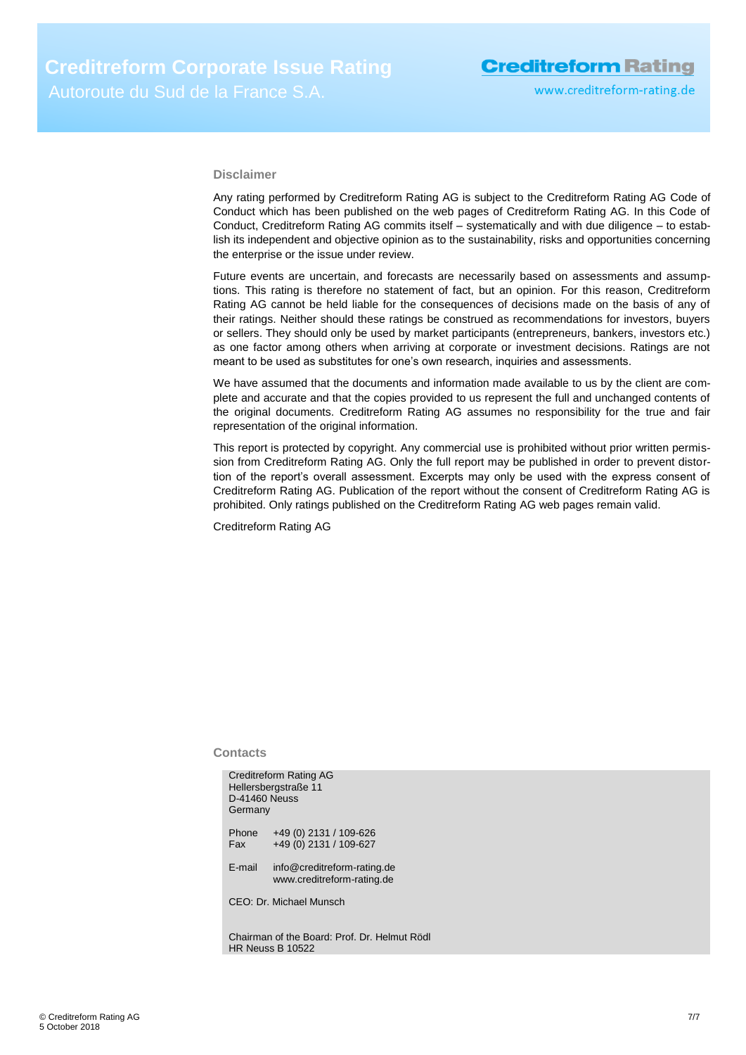## Disclaimer

Any rating performed by Creditreform Rating AG is subject to the Creditreform Rating AG Code of Conduct which has been published on the web pages of Creditreform Rating AG. In this Code of Conduct, Creditreform Rating AG commits itself – systematically and with due diligence – to establish its independent and objective opinion as to the sustainability, risks and opportunities concerning the enterprise or the issue under review.

Future events are uncertain, and forecasts are necessarily based on assessments and assumptions. This rating is therefore no statement of fact, but an opinion. For this reason, Creditreform Rating AG cannot be held liable for the consequences of decisions made on the basis of any of their ratings. Neither should these ratings be construed as recommendations for investors, buyers or sellers. They should only be used by market participants (entrepreneurs, bankers, investors etc.) as one factor among others when arriving at corporate or investment decisions. Ratings are not meant to be used as substitutes for one's own research, inquiries and assessments.

We have assumed that the documents and information made available to us by the client are complete and accurate and that the copies provided to us represent the full and unchanged contents of the original documents. Creditreform Rating AG assumes no responsibility for the true and fair representation of the original information.

This report is protected by copyright. Any commercial use is prohibited without prior written permission from Creditreform Rating AG. Only the full report may be published in order to prevent distortion of the report's overall assessment. Excerpts may only be used with the express consent of Creditreform Rating AG. Publication of the report without the consent of Creditreform Rating AG is prohibited. Only ratings published on the Creditreform Rating AG web pages remain valid.

Creditreform Rating AG

## Contacts

Creditreform Rating AG
Hellersbergstraße 11
D-41460 Neuss
Germany

Phone +49 (0) 2131 / 109-626
Fax +49 (0) 2131 / 109-627

E-mail info@creditreform-rating.de
www.creditreform-rating.de

CEO: Dr. Michael Munsch

Chairman of the Board: Prof. Dr. Helmut Rödl
HR Neuss B 10522